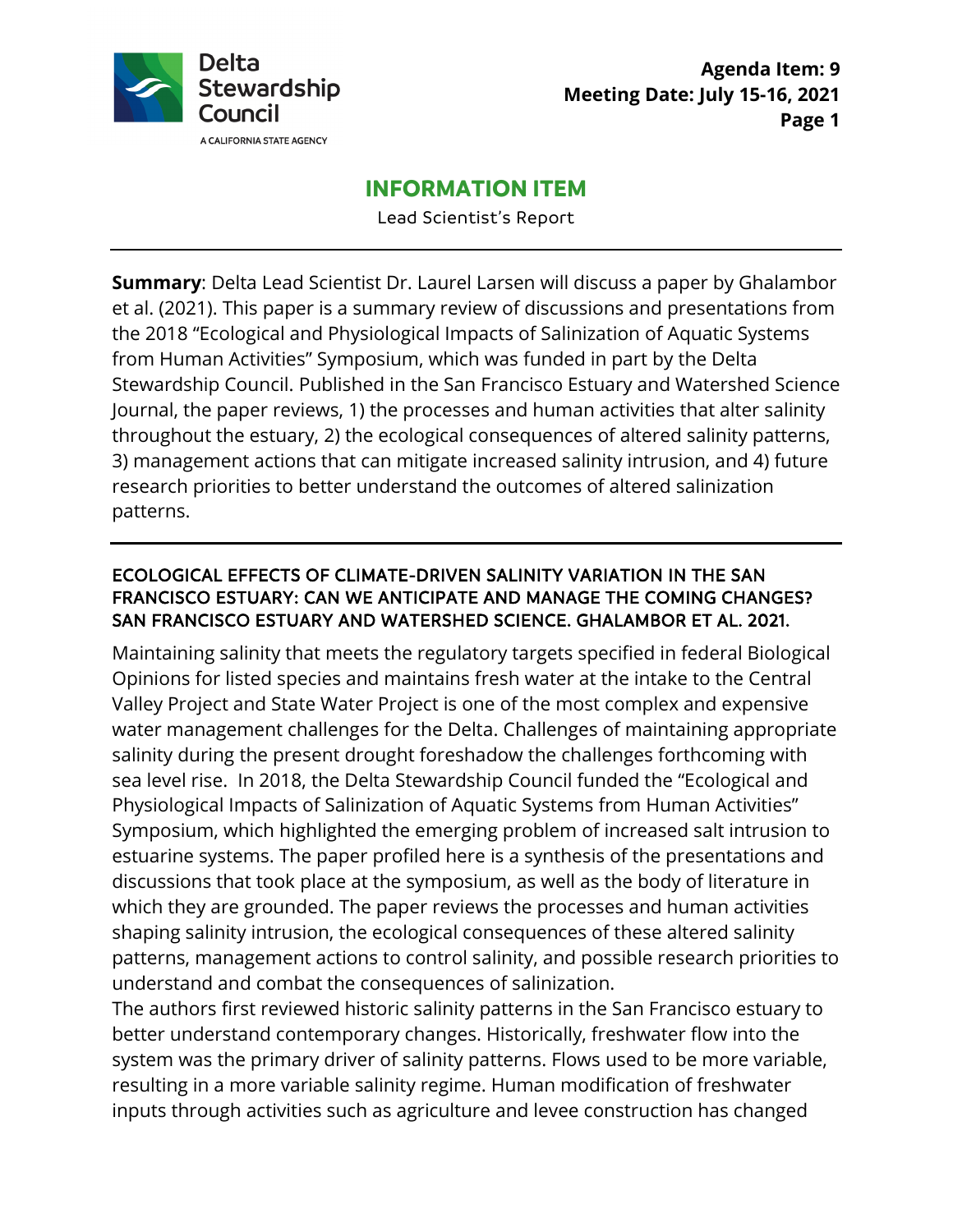Delta Stewardship Council

A CALIFORNIA STATE AGENCY

**Agenda Item: 9**
**Meeting Date: July 15-16, 2021**

# INFORMATION ITEM

Lead Scientist's Report

---

**Summary**: Delta Lead Scientist Dr. Laurel Larsen will discuss a paper by Ghalambor et al. (2021). This paper is a summary review of discussions and presentations from the 2018 "Ecological and Physiological Impacts of Salinization of Aquatic Systems from Human Activities" Symposium, which was funded in part by the Delta Stewardship Council. Published in the San Francisco Estuary and Watershed Science Journal, the paper reviews, 1) the processes and human activities that alter salinity throughout the estuary, 2) the ecological consequences of altered salinity patterns, 3) management actions that can mitigate increased salinity intrusion, and 4) future research priorities to better understand the outcomes of altered salinization patterns.

---

## ECOLOGICAL EFFECTS OF CLIMATE-DRIVEN SALINITY VARIATION IN THE SAN FRANCISCO ESTUARY: CAN WE ANTICIPATE AND MANAGE THE COMING CHANGES? SAN FRANCISCO ESTUARY AND WATERSHED SCIENCE. GHALAMBOR ET AL. 2021.

Maintaining salinity that meets the regulatory targets specified in federal Biological Opinions for listed species and maintains fresh water at the intake to the Central Valley Project and State Water Project is one of the most complex and expensive water management challenges for the Delta. Challenges of maintaining appropriate salinity during the present drought foreshadow the challenges forthcoming with sea level rise. In 2018, the Delta Stewardship Council funded the "Ecological and Physiological Impacts of Salinization of Aquatic Systems from Human Activities" Symposium, which highlighted the emerging problem of increased salt intrusion to estuarine systems. The paper profiled here is a synthesis of the presentations and discussions that took place at the symposium, as well as the body of literature in which they are grounded. The paper reviews the processes and human activities shaping salinity intrusion, the ecological consequences of these altered salinity patterns, management actions to control salinity, and possible research priorities to understand and combat the consequences of salinization.

The authors first reviewed historic salinity patterns in the San Francisco estuary to better understand contemporary changes. Historically, freshwater flow into the system was the primary driver of salinity patterns. Flows used to be more variable, resulting in a more variable salinity regime. Human modification of freshwater inputs through activities such as agriculture and levee construction has changed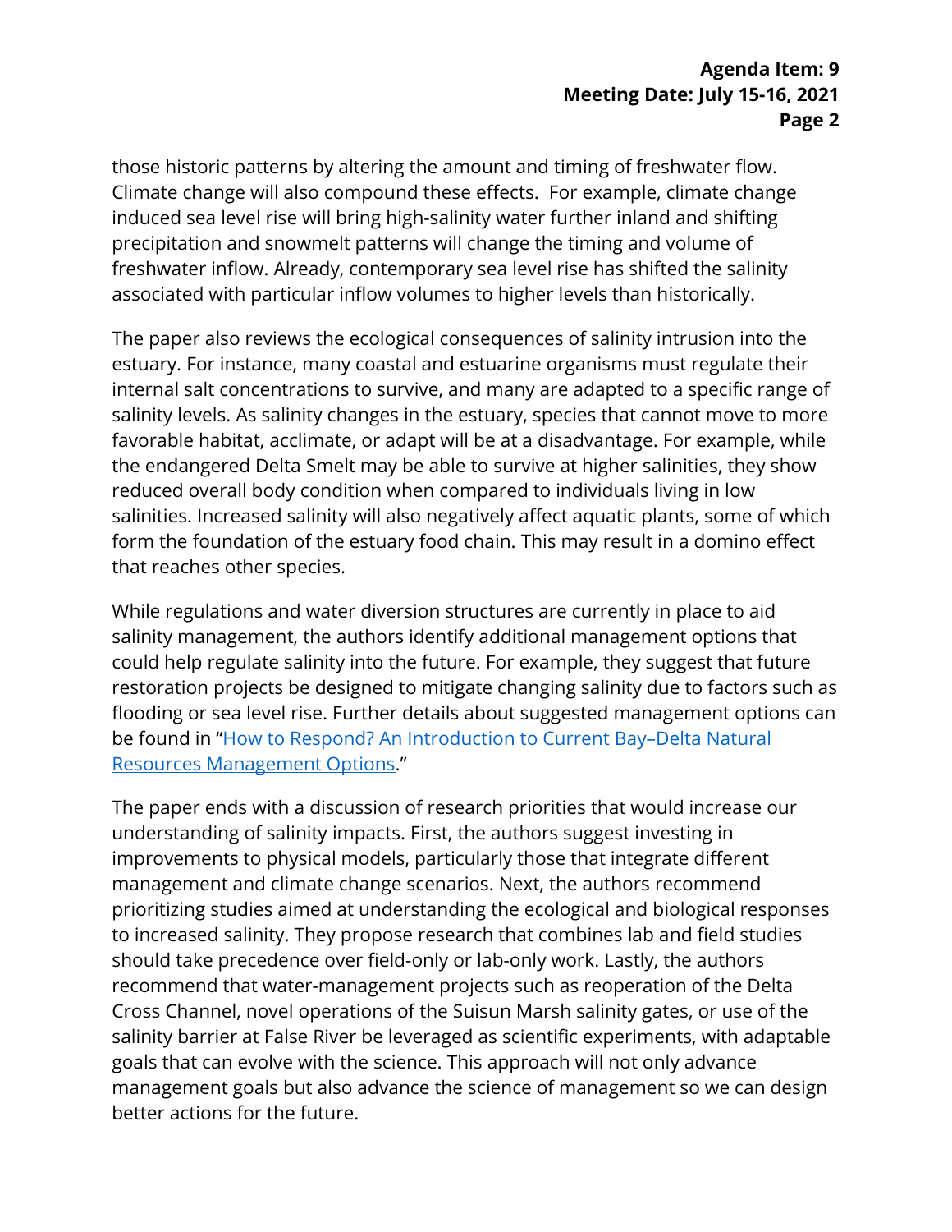those historic patterns by altering the amount and timing of freshwater flow. Climate change will also compound these effects. For example, climate change induced sea level rise will bring high-salinity water further inland and shifting precipitation and snowmelt patterns will change the timing and volume of freshwater inflow. Already, contemporary sea level rise has shifted the salinity associated with particular inflow volumes to higher levels than historically.

The paper also reviews the ecological consequences of salinity intrusion into the estuary. For instance, many coastal and estuarine organisms must regulate their internal salt concentrations to survive, and many are adapted to a specific range of salinity levels. As salinity changes in the estuary, species that cannot move to more favorable habitat, acclimate, or adapt will be at a disadvantage. For example, while the endangered Delta Smelt may be able to survive at higher salinities, they show reduced overall body condition when compared to individuals living in low salinities. Increased salinity will also negatively affect aquatic plants, some of which form the foundation of the estuary food chain. This may result in a domino effect that reaches other species.

While regulations and water diversion structures are currently in place to aid salinity management, the authors identify additional management options that could help regulate salinity into the future. For example, they suggest that future restoration projects be designed to mitigate changing salinity due to factors such as flooding or sea level rise. Further details about suggested management options can be found in "How to Respond? An Introduction to Current Bay–Delta Natural Resources Management Options."

The paper ends with a discussion of research priorities that would increase our understanding of salinity impacts. First, the authors suggest investing in improvements to physical models, particularly those that integrate different management and climate change scenarios. Next, the authors recommend prioritizing studies aimed at understanding the ecological and biological responses to increased salinity. They propose research that combines lab and field studies should take precedence over field-only or lab-only work. Lastly, the authors recommend that water-management projects such as reoperation of the Delta Cross Channel, novel operations of the Suisun Marsh salinity gates, or use of the salinity barrier at False River be leveraged as scientific experiments, with adaptable goals that can evolve with the science. This approach will not only advance management goals but also advance the science of management so we can design better actions for the future.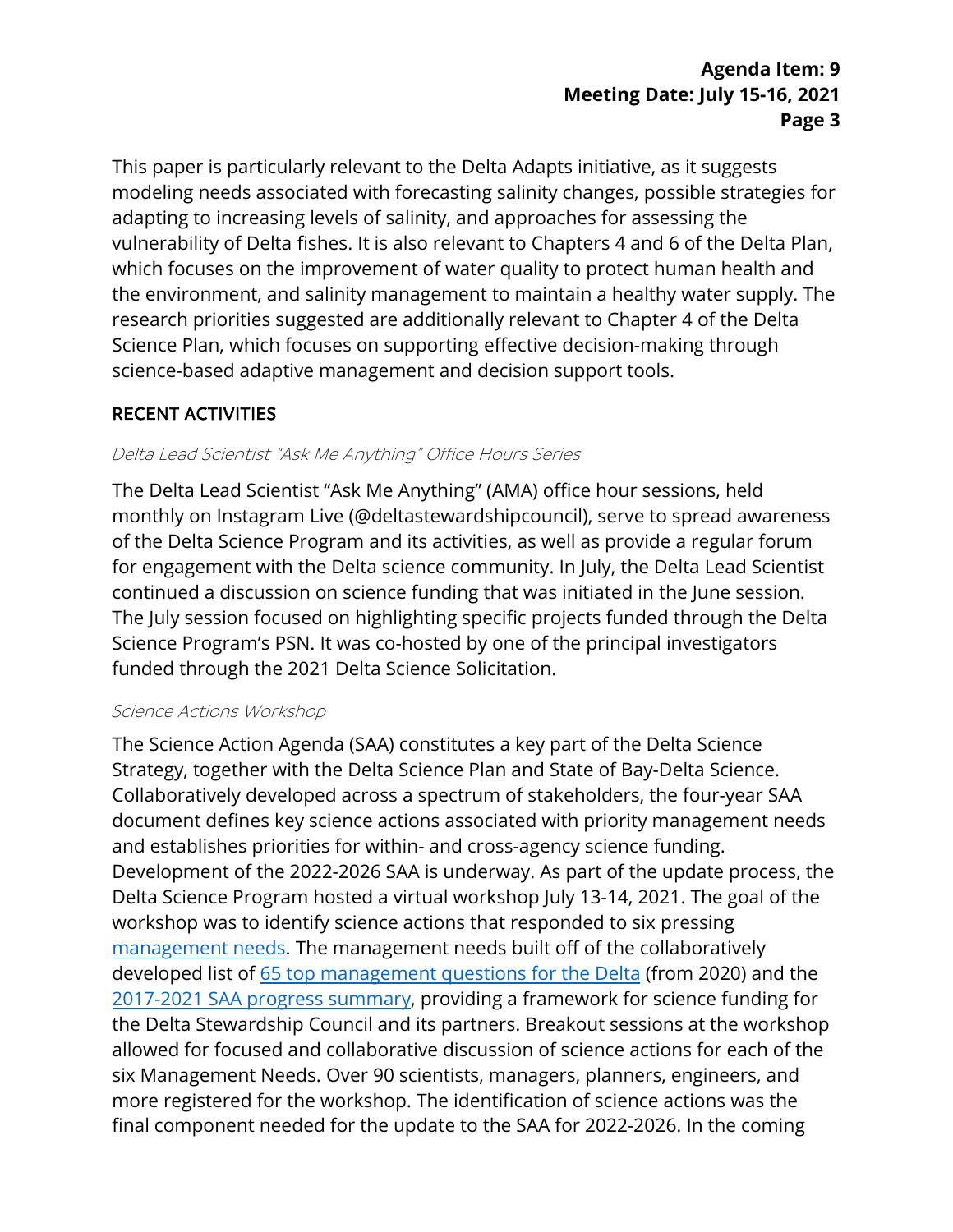This paper is particularly relevant to the Delta Adapts initiative, as it suggests modeling needs associated with forecasting salinity changes, possible strategies for adapting to increasing levels of salinity, and approaches for assessing the vulnerability of Delta fishes. It is also relevant to Chapters 4 and 6 of the Delta Plan, which focuses on the improvement of water quality to protect human health and the environment, and salinity management to maintain a healthy water supply. The research priorities suggested are additionally relevant to Chapter 4 of the Delta Science Plan, which focuses on supporting effective decision-making through science-based adaptive management and decision support tools.

## RECENT ACTIVITIES

### *Delta Lead Scientist "Ask Me Anything" Office Hours Series*

The Delta Lead Scientist "Ask Me Anything" (AMA) office hour sessions, held monthly on Instagram Live (@deltastewardshipcouncil), serve to spread awareness of the Delta Science Program and its activities, as well as provide a regular forum for engagement with the Delta science community. In July, the Delta Lead Scientist continued a discussion on science funding that was initiated in the June session. The July session focused on highlighting specific projects funded through the Delta Science Program's PSN. It was co-hosted by one of the principal investigators funded through the 2021 Delta Science Solicitation.

### *Science Actions Workshop*

The Science Action Agenda (SAA) constitutes a key part of the Delta Science Strategy, together with the Delta Science Plan and State of Bay-Delta Science. Collaboratively developed across a spectrum of stakeholders, the four-year SAA document defines key science actions associated with priority management needs and establishes priorities for within- and cross-agency science funding. Development of the 2022-2026 SAA is underway. As part of the update process, the Delta Science Program hosted a virtual workshop July 13-14, 2021. The goal of the workshop was to identify science actions that responded to six pressing management needs. The management needs built off of the collaboratively developed list of 65 top management questions for the Delta (from 2020) and the 2017-2021 SAA progress summary, providing a framework for science funding for the Delta Stewardship Council and its partners. Breakout sessions at the workshop allowed for focused and collaborative discussion of science actions for each of the six Management Needs. Over 90 scientists, managers, planners, engineers, and more registered for the workshop. The identification of science actions was the final component needed for the update to the SAA for 2022-2026. In the coming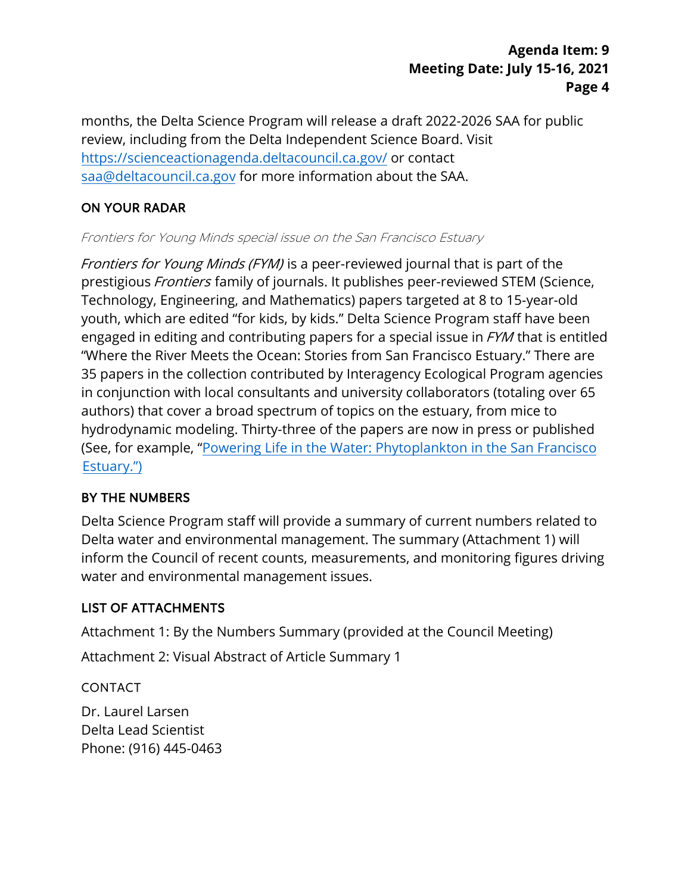months, the Delta Science Program will release a draft 2022-2026 SAA for public review, including from the Delta Independent Science Board. Visit https://scienceactionagenda.deltacouncil.ca.gov/ or contact saa@deltacouncil.ca.gov for more information about the SAA.

## ON YOUR RADAR

*Frontiers for Young Minds special issue on the San Francisco Estuary*

*Frontiers for Young Minds (FYM)* is a peer-reviewed journal that is part of the prestigious *Frontiers* family of journals. It publishes peer-reviewed STEM (Science, Technology, Engineering, and Mathematics) papers targeted at 8 to 15-year-old youth, which are edited "for kids, by kids." Delta Science Program staff have been engaged in editing and contributing papers for a special issue in *FYM* that is entitled "Where the River Meets the Ocean: Stories from San Francisco Estuary." There are 35 papers in the collection contributed by Interagency Ecological Program agencies in conjunction with local consultants and university collaborators (totaling over 65 authors) that cover a broad spectrum of topics on the estuary, from mice to hydrodynamic modeling. Thirty-three of the papers are now in press or published (See, for example, "Powering Life in the Water: Phytoplankton in the San Francisco Estuary.")

## BY THE NUMBERS

Delta Science Program staff will provide a summary of current numbers related to Delta water and environmental management. The summary (Attachment 1) will inform the Council of recent counts, measurements, and monitoring figures driving water and environmental management issues.

## LIST OF ATTACHMENTS

Attachment 1: By the Numbers Summary (provided at the Council Meeting)

Attachment 2: Visual Abstract of Article Summary 1

## CONTACT

Dr. Laurel Larsen
Delta Lead Scientist
Phone: (916) 445-0463